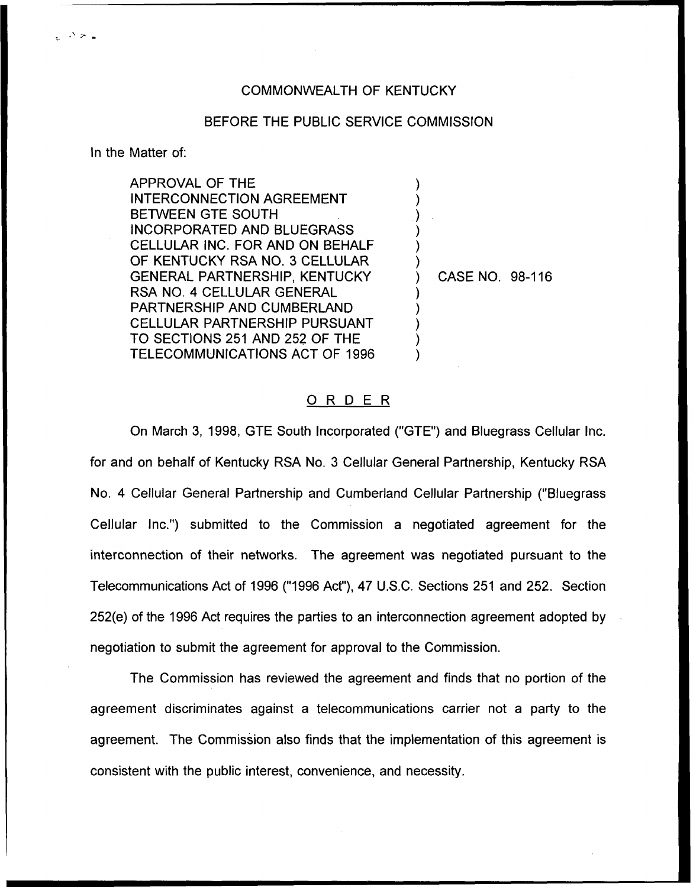COMMONWEALTH OF KENTUCKY

BEFORE THE PUBLIC SERVICE COMMISSION

In the Matter of:

APPROVAL OF THE INTERCONNECTION AGREEMENT BETWEEN GTE SOUTH INCORPORATED AND BLUEGRASS CELLULAR INC. FOR AND ON BEHALF OF KENTUCKY RSA NO. 3 CELLULAR GENERAL PARTNERSHIP, KENTUCKY RSA NO. 4 CELLULAR GENERAL PARTNERSHIP AND CUMBERLAND CELLULAR PARTNERSHIP PURSUANT TO SECTIONS 251 AND 252 OF THE TELECOMMUNICATIONS ACT OF 1996

) CASE NO. 98-116

## ORDER

On March 3, 1998, GTE South Incorporated ("GTE") and Bluegrass Cellular Inc. for and on behalf of Kentucky RSA No. 3 Cellular General Partnership, Kentucky RSA No. 4 Cellular General Partnership and Cumberland Cellular Partnership ("Bluegrass Cellular Inc.") submitted to the Commission a negotiated agreement for the interconnection of their networks. The agreement was negotiated pursuant to the Telecommunications Act of 1996 ("1996 Act"), 47 U.S.C. Sections 251 and 252. Section 252(e) of the 1996 Act requires the parties to an interconnection agreement adopted by negotiation to submit the agreement for approval to the Commission.

The Commission has reviewed the agreement and finds that no portion of the agreement discriminates against a telecommunications carrier not a party to the agreement. The Commission also finds that the implementation of this agreement is consistent with the public interest, convenience, and necessity.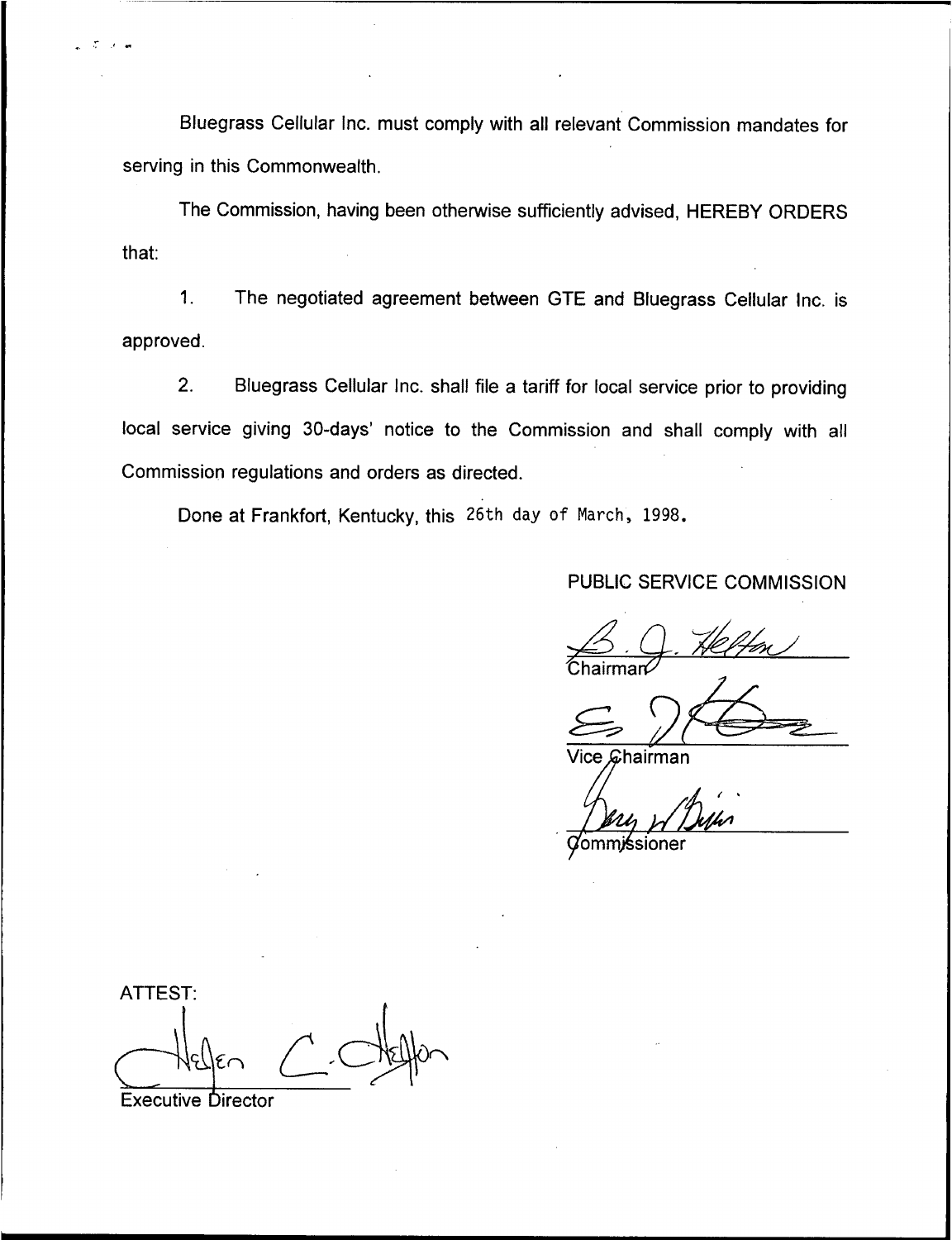Bluegrass Cellular Inc. must comply with all relevant Commission mandates for serving in this Commonwealth.

The Commission, having been otherwise sufficiently advised, HEREBY ORDERS that:

1. The negotiated agreement between GTE and Bluegrass Cellular Inc. is approved.

2. Bluegrass Cellular Inc. shall file a tariff for local service prior to providing local service giving 30-days' notice to the Commission and shall comply with all Commission regulations and orders as directed.

Done at Frankfort, Kentucky, this 26th day of March, 1998.

PUBLIC SERVICE COMMISSION

Chairman

Vice Chairman

Commissioner

ATTEST:

Executive Director